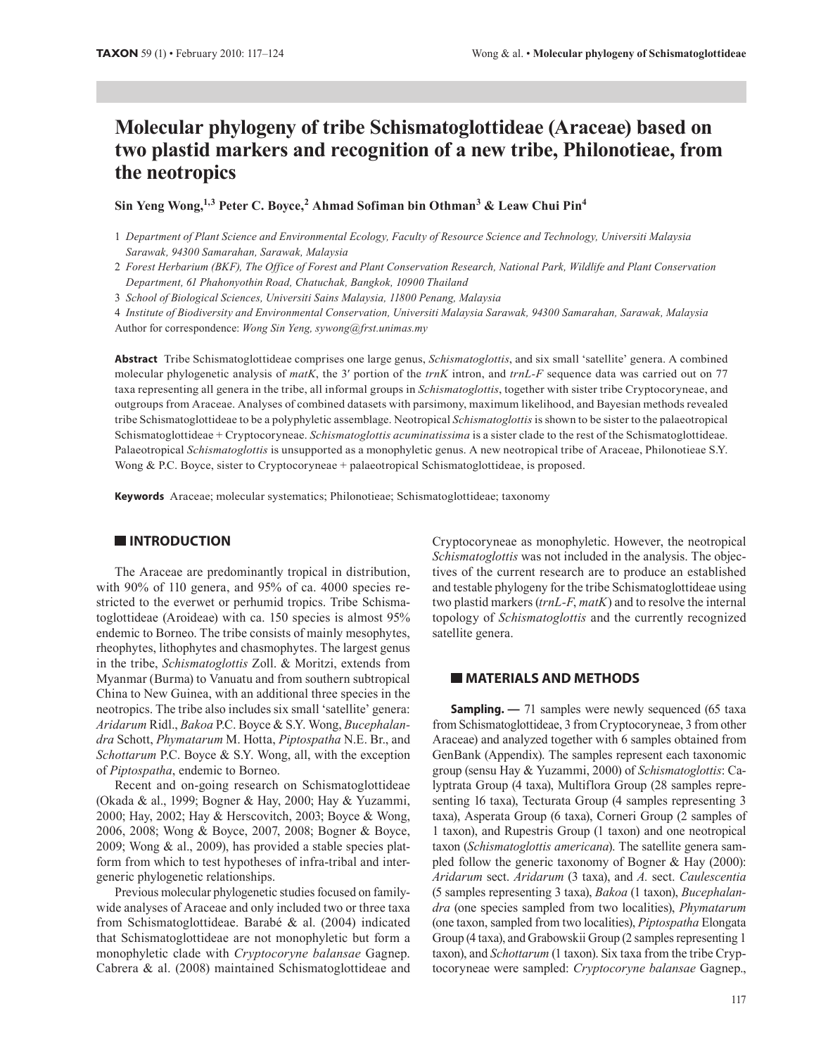# Molecular phylogeny of tribe Schismatoglottideae (Araceae) based on two plastid markers and recognition of a new tribe, Philonotieae, from the neotropics

**Sin Yeng Wong,[1,3] Peter C. Boyce,[2] Ahmad Sofiman bin Othman[3] & Leaw Chui Pin[4]**

1 *Department of Plant Science and Environmental Ecology, Faculty of Resource Science and Technology, Universiti Malaysia Sarawak, 94300 Samarahan, Sarawak, Malaysia*

2 *Forest Herbarium (BKF), The Office of Forest and Plant Conservation Research, National Park, Wildlife and Plant Conservation Department, 61 Phahonyothin Road, Chatuchak, Bangkok, 10900 Thailand*

3 *School of Biological Sciences, Universiti Sains Malaysia, 11800 Penang, Malaysia*

4 *Institute of Biodiversity and Environmental Conservation, Universiti Malaysia Sarawak, 94300 Samarahan, Sarawak, Malaysia*

Author for correspondence: *Wong Sin Yeng, sywong@frst.unimas.my*

**Abstract** Tribe Schismatoglottideae comprises one large genus, *Schismatoglottis*, and six small 'satellite' genera. A combined molecular phylogenetic analysis of *matK*, the 3′ portion of the *trnK* intron, and *trnL-F* sequence data was carried out on 77 taxa representing all genera in the tribe, all informal groups in *Schismatoglottis*, together with sister tribe Cryptocoryneae, and outgroups from Araceae. Analyses of combined datasets with parsimony, maximum likelihood, and Bayesian methods revealed tribe Schismatoglottideae to be a polyphyletic assemblage. Neotropical *Schismatoglottis* is shown to be sister to the palaeotropical Schismatoglottideae + Cryptocoryneae. *Schismatoglottis acuminatissima* is a sister clade to the rest of the Schismatoglottideae. Palaeotropical *Schismatoglottis* is unsupported as a monophyletic genus. A new neotropical tribe of Araceae, Philonotieae S.Y. Wong & P.C. Boyce, sister to Cryptocoryneae + palaeotropical Schismatoglottideae, is proposed.

**Keywords** Araceae; molecular systematics; Philonotieae; Schismatoglottideae; taxonomy

## INTRODUCTION

The Araceae are predominantly tropical in distribution, with 90% of 110 genera, and 95% of ca. 4000 species restricted to the everwet or perhumid tropics. Tribe Schismatoglottideae (Aroideae) with ca. 150 species is almost 95% endemic to Borneo. The tribe consists of mainly mesophytes, rheophytes, lithophytes and chasmophytes. The largest genus in the tribe, *Schismatoglottis* Zoll. & Moritzi, extends from Myanmar (Burma) to Vanuatu and from southern subtropical China to New Guinea, with an additional three species in the neotropics. The tribe also includes six small 'satellite' genera: *Aridarum* Ridl., *Bakoa* P.C. Boyce & S.Y. Wong, *Bucephalandra* Schott, *Phymatarum* M. Hotta, *Piptospatha* N.E. Br., and *Schottarum* P.C. Boyce & S.Y. Wong, all, with the exception of *Piptospatha*, endemic to Borneo.

Recent and on-going research on Schismatoglottideae (Okada & al., 1999; Bogner & Hay, 2000; Hay & Yuzammi, 2000; Hay, 2002; Hay & Herscovitch, 2003; Boyce & Wong, 2006, 2008; Wong & Boyce, 2007, 2008; Bogner & Boyce, 2009; Wong & al., 2009), has provided a stable species platform from which to test hypotheses of infra-tribal and intergeneric phylogenetic relationships.

Previous molecular phylogenetic studies focused on family-wide analyses of Araceae and only included two or three taxa from Schismatoglottideae. Barabé & al. (2004) indicated that Schismatoglottideae are not monophyletic but form a monophyletic clade with *Cryptocoryne balansae* Gagnep. Cabrera & al. (2008) maintained Schismatoglottideae and Cryptocoryneae as monophyletic. However, the neotropical *Schismatoglottis* was not included in the analysis. The objectives of the current research are to produce an established and testable phylogeny for the tribe Schismatoglottideae using two plastid markers (*trnL-F*, *matK*) and to resolve the internal topology of *Schismatoglottis* and the currently recognized satellite genera.

## MATERIALS AND METHODS

**Sampling. —** 71 samples were newly sequenced (65 taxa from Schismatoglottideae, 3 from Cryptocoryneae, 3 from other Araceae) and analyzed together with 6 samples obtained from GenBank (Appendix). The samples represent each taxonomic group (sensu Hay & Yuzammi, 2000) of *Schismatoglottis*: Calyptrata Group (4 taxa), Multiflora Group (28 samples representing 16 taxa), Tecturata Group (4 samples representing 3 taxa), Asperata Group (6 taxa), Corneri Group (2 samples of 1 taxon), and Rupestris Group (1 taxon) and one neotropical taxon (*Schismatoglottis americana*). The satellite genera sampled follow the generic taxonomy of Bogner & Hay (2000): *Aridarum* sect. *Aridarum* (3 taxa), and *A.* sect. *Caulescentia* (5 samples representing 3 taxa), *Bakoa* (1 taxon), *Bucephalandra* (one species sampled from two localities), *Phymatarum* (one taxon, sampled from two localities), *Piptospatha* Elongata Group (4 taxa), and Grabowskii Group (2 samples representing 1 taxon), and *Schottarum* (1 taxon). Six taxa from the tribe Cryptocoryneae were sampled: *Cryptocoryne balansae* Gagnep.,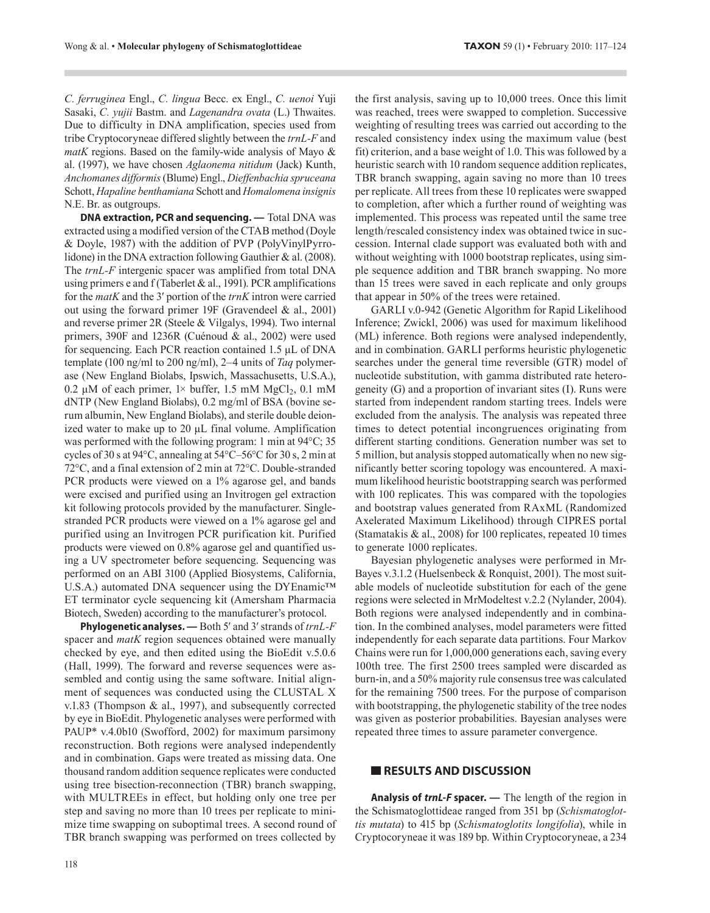*C. ferruginea* Engl., *C. lingua* Becc. ex Engl., *C. uenoi* Yuji Sasaki, *C. yujii* Bastm. and *Lagenandra ovata* (L.) Thwaites. Due to difficulty in DNA amplification, species used from tribe Cryptocoryneae differed slightly between the *trnL-F* and *matK* regions. Based on the family-wide analysis of Mayo & al. (1997), we have chosen *Aglaonema nitidum* (Jack) Kunth, *Anchomanes difformis* (Blume) Engl., *Dieffenbachia spruceana* Schott, *Hapaline benthamiana* Schott and *Homalomena insignis* N.E. Br. as outgroups.

**DNA extraction, PCR and sequencing. —** Total DNA was extracted using a modified version of the CTAB method (Doyle & Doyle, 1987) with the addition of PVP (PolyVinylPyrrolidone) in the DNA extraction following Gauthier & al. (2008). The *trnL-F* intergenic spacer was amplified from total DNA using primers e and f (Taberlet & al., 1991). PCR amplifications for the *matK* and the 3′ portion of the *trnK* intron were carried out using the forward primer 19F (Gravendeel & al., 2001) and reverse primer 2R (Steele & Vilgalys, 1994). Two internal primers, 390F and 1236R (Cuénoud & al., 2002) were used for sequencing. Each PCR reaction contained 1.5 µL of DNA template (100 ng/ml to 200 ng/ml), 2–4 units of *Taq* polymerase (New England Biolabs, Ipswich, Massachusetts, U.S.A.), 0.2 µM of each primer, 1× buffer, 1.5 mM $MgCl_2$, 0.1 mM dNTP (New England Biolabs), 0.2 mg/ml of BSA (bovine serum albumin, New England Biolabs), and sterile double deionized water to make up to 20 µL final volume. Amplification was performed with the following program: 1 min at 94°C; 35 cycles of 30 s at 94°C, annealing at 54°C–56°C for 30 s, 2 min at 72°C, and a final extension of 2 min at 72°C. Double-stranded PCR products were viewed on a 1% agarose gel, and bands were excised and purified using an Invitrogen gel extraction kit following protocols provided by the manufacturer. Single-stranded PCR products were viewed on a 1% agarose gel and purified using an Invitrogen PCR purification kit. Purified products were viewed on 0.8% agarose gel and quantified using a UV spectrometer before sequencing. Sequencing was performed on an ABI 3100 (Applied Biosystems, California, U.S.A.) automated DNA sequencer using the DYEnamic™ ET terminator cycle sequencing kit (Amersham Pharmacia Biotech, Sweden) according to the manufacturer's protocol.

**Phylogenetic analyses. —** Both 5′ and 3′ strands of *trnL-F* spacer and *matK* region sequences obtained were manually checked by eye, and then edited using the BioEdit v.5.0.6 (Hall, 1999). The forward and reverse sequences were assembled and contig using the same software. Initial alignment of sequences was conducted using the CLUSTAL X v.1.83 (Thompson & al., 1997), and subsequently corrected by eye in BioEdit. Phylogenetic analyses were performed with PAUP* v.4.0b10 (Swofford, 2002) for maximum parsimony reconstruction. Both regions were analysed independently and in combination. Gaps were treated as missing data. One thousand random addition sequence replicates were conducted using tree bisection-reconnection (TBR) branch swapping, with MULTREEs in effect, but holding only one tree per step and saving no more than 10 trees per replicate to minimize time swapping on suboptimal trees. A second round of TBR branch swapping was performed on trees collected by the first analysis, saving up to 10,000 trees. Once this limit was reached, trees were swapped to completion. Successive weighting of resulting trees was carried out according to the rescaled consistency index using the maximum value (best fit) criterion, and a base weight of 1.0. This was followed by a heuristic search with 10 random sequence addition replicates, TBR branch swapping, again saving no more than 10 trees per replicate. All trees from these 10 replicates were swapped to completion, after which a further round of weighting was implemented. This process was repeated until the same tree length/rescaled consistency index was obtained twice in succession. Internal clade support was evaluated both with and without weighting with 1000 bootstrap replicates, using simple sequence addition and TBR branch swapping. No more than 15 trees were saved in each replicate and only groups that appear in 50% of the trees were retained.

GARLI v.0-942 (Genetic Algorithm for Rapid Likelihood Inference; Zwickl, 2006) was used for maximum likelihood (ML) inference. Both regions were analysed independently, and in combination. GARLI performs heuristic phylogenetic searches under the general time reversible (GTR) model of nucleotide substitution, with gamma distributed rate heterogeneity (G) and a proportion of invariant sites (I). Runs were started from independent random starting trees. Indels were excluded from the analysis. The analysis was repeated three times to detect potential incongruences originating from different starting conditions. Generation number was set to 5 million, but analysis stopped automatically when no new significantly better scoring topology was encountered. A maximum likelihood heuristic bootstrapping search was performed with 100 replicates. This was compared with the topologies and bootstrap values generated from RAxML (Randomized Axelerated Maximum Likelihood) through CIPRES portal (Stamatakis & al., 2008) for 100 replicates, repeated 10 times to generate 1000 replicates.

Bayesian phylogenetic analyses were performed in MrBayes v.3.1.2 (Huelsenbeck & Ronquist, 2001). The most suitable models of nucleotide substitution for each of the gene regions were selected in MrModeltest v.2.2 (Nylander, 2004). Both regions were analysed independently and in combination. In the combined analyses, model parameters were fitted independently for each separate data partitions. Four Markov Chains were run for 1,000,000 generations each, saving every 100th tree. The first 2500 trees sampled were discarded as burn-in, and a 50% majority rule consensus tree was calculated for the remaining 7500 trees. For the purpose of comparison with bootstrapping, the phylogenetic stability of the tree nodes was given as posterior probabilities. Bayesian analyses were repeated three times to assure parameter convergence.

## RESULTS AND DISCUSSION

**Analysis of *trnL-F* spacer. —** The length of the region in the Schismatoglottideae ranged from 351 bp (*Schismatoglottis mutata*) to 415 bp (*Schismatoglotis longifolia*), while in Cryptocoryneae it was 189 bp. Within Cryptocoryneae, a 234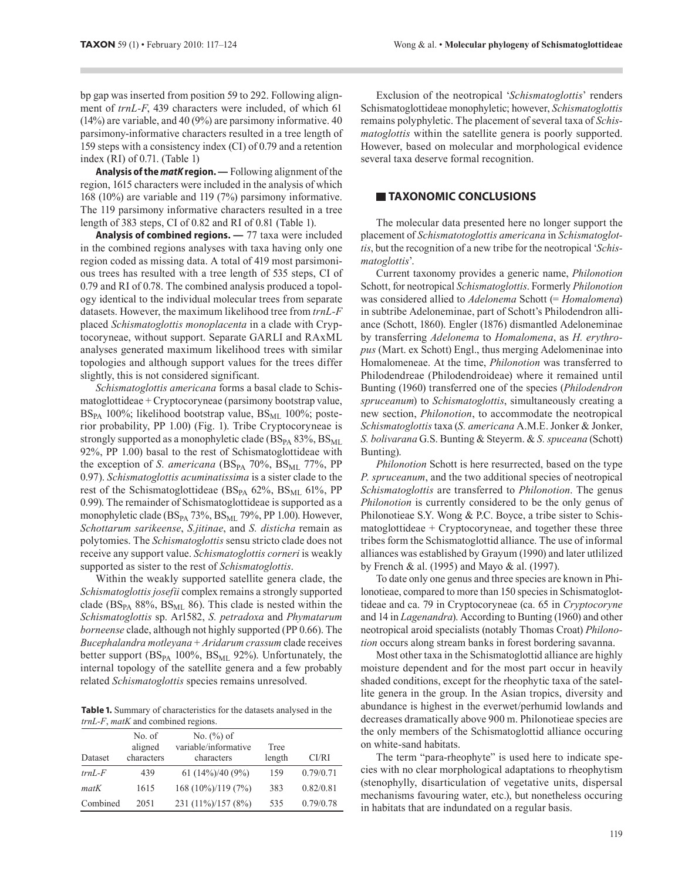bp gap was inserted from position 59 to 292. Following alignment of *trnL-F*, 439 characters were included, of which 61 (14%) are variable, and 40 (9%) are parsimony informative. 40 parsimony-informative characters resulted in a tree length of 159 steps with a consistency index (CI) of 0.79 and a retention index (RI) of 0.71. (Table 1)

**Analysis of the *matK* region. —** Following alignment of the region, 1615 characters were included in the analysis of which 168 (10%) are variable and 119 (7%) parsimony informative. The 119 parsimony informative characters resulted in a tree length of 383 steps, CI of 0.82 and RI of 0.81 (Table 1).

**Analysis of combined regions. —** 77 taxa were included in the combined regions analyses with taxa having only one region coded as missing data. A total of 419 most parsimonious trees has resulted with a tree length of 535 steps, CI of 0.79 and RI of 0.78. The combined analysis produced a topology identical to the individual molecular trees from separate datasets. However, the maximum likelihood tree from *trnL-F* placed *Schismatoglottis monoplacenta* in a clade with Cryptocoryneae, without support. Separate GARLI and RAxML analyses generated maximum likelihood trees with similar topologies and although support values for the trees differ slightly, this is not considered significant.

*Schismatoglottis americana* forms a basal clade to Schismatoglottideae + Cryptocoryneae (parsimony bootstrap value, $BS_{PA}$ 100%; likelihood bootstrap value, $BS_{ML}$ 100%; posterior probability, PP 1.00) (Fig. 1). Tribe Cryptocoryneae is strongly supported as a monophyletic clade ($BS_{PA}$ 83%, $BS_{ML}$ 92%, PP 1.00) basal to the rest of Schismatoglottideae with the exception of *S. americana* ($BS_{PA}$ 70%, $BS_{ML}$ 77%, PP 0.97). *Schismatoglottis acuminatissima* is a sister clade to the rest of the Schismatoglottideae ($BS_{PA}$ 62%, $BS_{ML}$ 61%, PP 0.99). The remainder of Schismatoglottideae is supported as a monophyletic clade ($BS_{PA}$ 73%, $BS_{ML}$ 79%, PP 1.00). However, *Schottarum sarikeense*, *S.jitinae*, and *S. disticha* remain as polytomies. The *Schismatoglottis* sensu stricto clade does not receive any support value. *Schismatoglottis corneri* is weakly supported as sister to the rest of *Schismatoglottis*.

Within the weakly supported satellite genera clade, the *Schismatoglottis josefii* complex remains a strongly supported clade ($BS_{PA}$ 88%, $BS_{ML}$ 86). This clade is nested within the *Schismatoglottis* sp. Ar1582, *S. petradoxa* and *Phymatarum borneense* clade, although not highly supported (PP 0.66). The *Bucephalandra motleyana* + *Aridarum crassum* clade receives better support ($BS_{PA}$ 100%, $BS_{ML}$ 92%). Unfortunately, the internal topology of the satellite genera and a few probably related *Schismatoglottis* species remains unresolved.

**Table 1.** Summary of characteristics for the datasets analysed in the *trnL-F*, *matK* and combined regions.

| Dataset | No. of aligned characters | No. (%) of variable/informative characters | Tree length | CI/RI |
|---|---|---|---|---|
| *trnL-F* | 439 | 61 (14%)/40 (9%) | 159 | 0.79/0.71 |
| *matK* | 1615 | 168 (10%)/119 (7%) | 383 | 0.82/0.81 |
| Combined | 2051 | 231 (11%)/157 (8%) | 535 | 0.79/0.78 |

Exclusion of the neotropical '*Schismatoglottis*' renders Schismatoglottideae monophyletic; however, *Schismatoglottis* remains polyphyletic. The placement of several taxa of *Schismatoglottis* within the satellite genera is poorly supported. However, based on molecular and morphological evidence several taxa deserve formal recognition.

## TAXONOMIC CONCLUSIONS

The molecular data presented here no longer support the placement of *Schismatotoglottis americana* in *Schismatoglottis*, but the recognition of a new tribe for the neotropical '*Schismatoglottis*'.

Current taxonomy provides a generic name, *Philonotion* Schott, for neotropical *Schismatoglottis*. Formerly *Philonotion* was considered allied to *Adelonema* Schott (= *Homalomena*) in subtribe Adeloneminae, part of Schott's Philodendron alliance (Schott, 1860). Engler (1876) dismantled Adeloneminae by transferring *Adelonema* to *Homalomena*, as *H. erythropus* (Mart. ex Schott) Engl., thus merging Adeloneminae into Homalomeneae. At the time, *Philonotion* was transferred to Philodendreae (Philodendroideae) where it remained until Bunting (1960) transferred one of the species (*Philodendron spruceanum*) to *Schismatoglottis*, simultaneously creating a new section, *Philonotion*, to accommodate the neotropical *Schismatoglottis* taxa (*S. americana* A.M.E. Jonker & Jonker, *S. bolivarana* G.S. Bunting & Steyerm. & *S. spuceana* (Schott) Bunting).

*Philonotion* Schott is here resurrected, based on the type *P. spruceanum*, and the two additional species of neotropical *Schismatoglottis* are transferred to *Philonotion*. The genus *Philonotion* is currently considered to be the only genus of Philonotieae S.Y. Wong & P.C. Boyce, a tribe sister to Schismatoglottideae + Cryptocoryneae, and together these three tribes form the Schismatoglottid alliance. The use of informal alliances was established by Grayum (1990) and later utlilized by French & al. (1995) and Mayo & al. (1997).

To date only one genus and three species are known in Philonotieae, compared to more than 150 species in Schismatoglottideae and ca. 79 in Cryptocoryneae (ca. 65 in *Cryptocoryne* and 14 in *Lagenandra*). According to Bunting (1960) and other neotropical aroid specialists (notably Thomas Croat) *Philonotion* occurs along stream banks in forest bordering savanna.

Most other taxa in the Schismatoglottid alliance are highly moisture dependent and for the most part occur in heavily shaded conditions, except for the rheophytic taxa of the satellite genera in the group. In the Asian tropics, diversity and abundance is highest in the everwet/perhumid lowlands and decreases dramatically above 900 m. Philonotieae species are the only members of the Schismatoglottid alliance occuring on white-sand habitats.

The term "para-rheophyte" is used here to indicate species with no clear morphological adaptations to rheophytism (stenophylly, disarticulation of vegetative units, dispersal mechanisms favouring water, etc.), but nonetheless occuring in habitats that are indundated on a regular basis.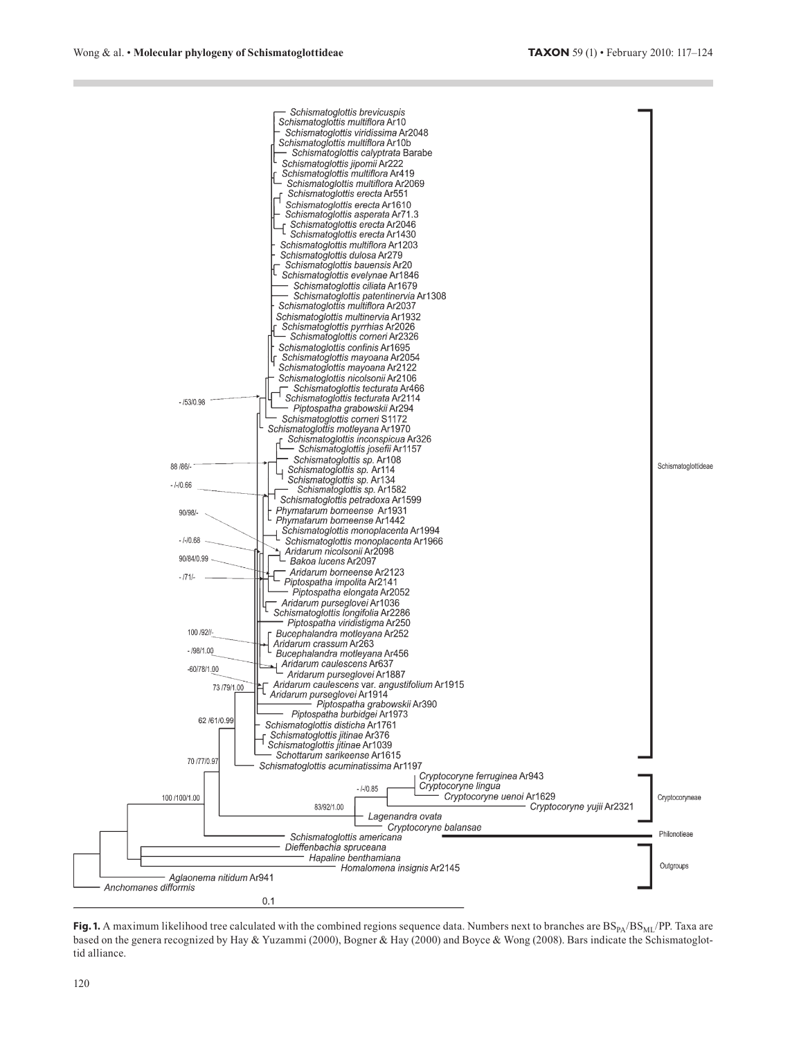**Fig. 1.** A maximum likelihood tree calculated with the combined regions sequence data. Numbers next to branches are $BS_{PA}/BS_{ML}/PP$. Taxa are based on the genera recognized by Hay & Yuzammi (2000), Bogner & Hay (2000) and Boyce & Wong (2008). Bars indicate the Schismatoglottid alliance.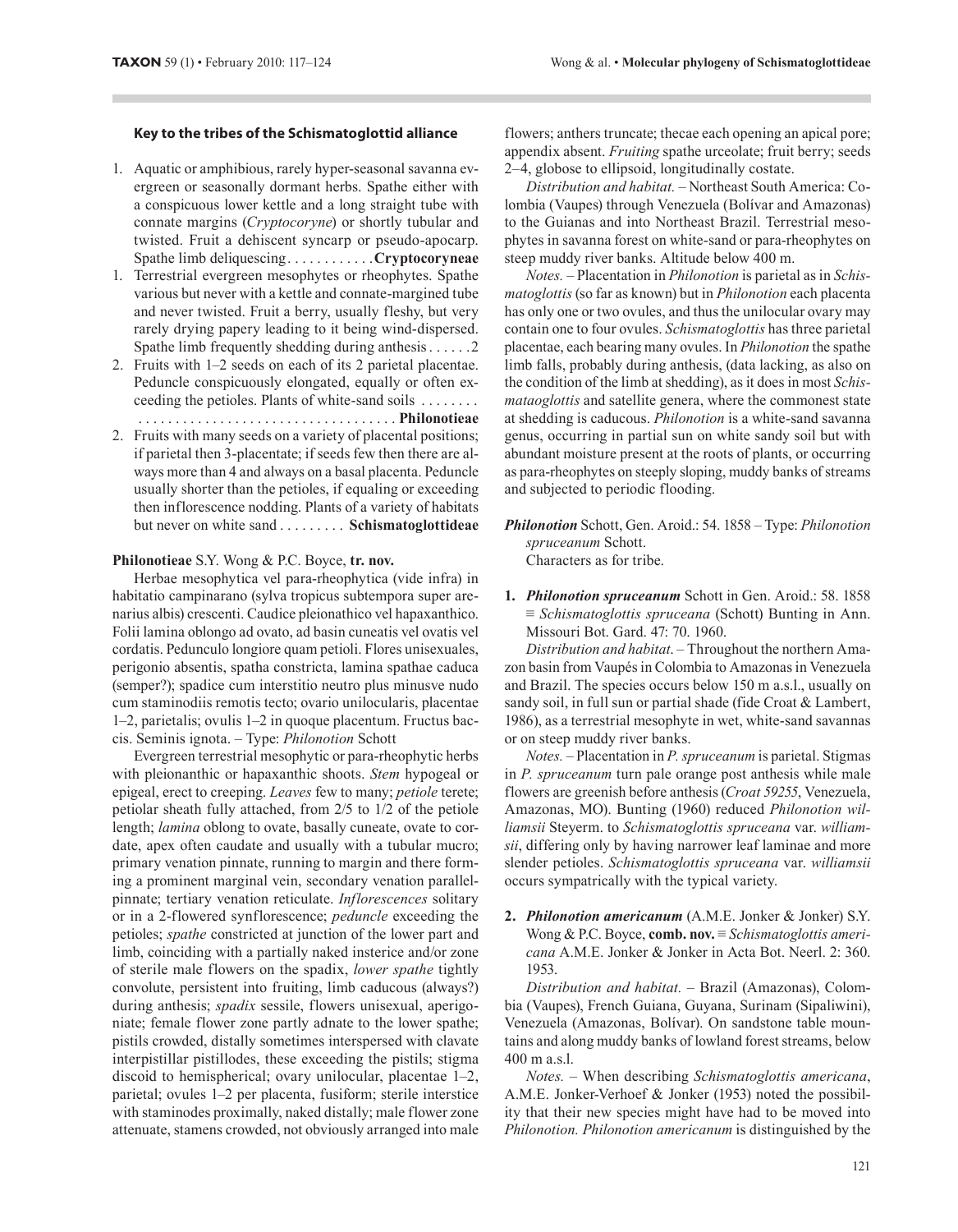### Key to the tribes of the Schismatoglottid alliance

1. Aquatic or amphibious, rarely hyper-seasonal savanna evergreen or seasonally dormant herbs. Spathe either with a conspicuous lower kettle and a long straight tube with connate margins (*Cryptocoryne*) or shortly tubular and twisted. Fruit a dehiscent syncarp or pseudo-apocarp. Spathe limb deliquescing . . . . . . . . . . . **Cryptocoryneae**
1. Terrestrial evergreen mesophytes or rheophytes. Spathe various but never with a kettle and connate-margined tube and never twisted. Fruit a berry, usually fleshy, but very rarely drying papery leading to it being wind-dispersed. Spathe limb frequently shedding during anthesis . . . . . . 2
2. Fruits with 1–2 seeds on each of its 2 parietal placentae. Peduncle conspicuously elongated, equally or often exceeding the petioles. Plants of white-sand soils . . . . . . . . . . . . . . . . . . . . . . . . . . . . . . . . . . . . . . . . . . . **Philonotieae**
2. Fruits with many seeds on a variety of placental positions; if parietal then 3-placentate; if seeds few then there are always more than 4 and always on a basal placenta. Peduncle usually shorter than the petioles, if equaling or exceeding then inflorescence nodding. Plants of a variety of habitats but never on white sand . . . . . . . . . **Schismatoglottideae**

**Philonotieae** S.Y. Wong & P.C. Boyce, **tr. nov.**

Herbae mesophytica vel para-rheophytica (vide infra) in habitatio campinarano (sylva tropicus subtempora super arenarius albis) crescenti. Caudice pleionathico vel hapaxanthico. Folii lamina oblongo ad ovato, ad basin cuneatis vel ovatis vel cordatis. Pedunculo longiore quam petioli. Flores unisexuales, perigonio absentis, spatha constricta, lamina spathae caduca (semper?); spadice cum interstitio neutro plus minusve nudo cum staminodiis remotis tecto; ovario unilocularis, placentae 1–2, parietalis; ovulis 1–2 in quoque placentum. Fructus baccis. Seminis ignota. – Type: *Philonotion* Schott

Evergreen terrestrial mesophytic or para-rheophytic herbs with pleionanthic or hapaxanthic shoots. *Stem* hypogeal or epigeal, erect to creeping. *Leaves* few to many; *petiole* terete; petiolar sheath fully attached, from 2/5 to 1/2 of the petiole length; *lamina* oblong to ovate, basally cuneate, ovate to cordate, apex often caudate and usually with a tubular mucro; primary venation pinnate, running to margin and there forming a prominent marginal vein, secondary venation parallel-pinnate; tertiary venation reticulate. *Inflorescences* solitary or in a 2-flowered synflorescence; *peduncle* exceeding the petioles; *spathe* constricted at junction of the lower part and limb, coinciding with a partially naked insterice and/or zone of sterile male flowers on the spadix, *lower spathe* tightly convolute, persistent into fruiting, limb caducous (always?) during anthesis; *spadix* sessile, flowers unisexual, aperigoniate; female flower zone partly adnate to the lower spathe; pistils crowded, distally sometimes interspersed with clavate interpistillar pistillodes, these exceeding the pistils; stigma discoid to hemispherical; ovary unilocular, placentae 1–2, parietal; ovules 1–2 per placenta, fusiform; sterile interstice with staminodes proximally, naked distally; male flower zone attenuate, stamens crowded, not obviously arranged into male flowers; anthers truncate; thecae each opening an apical pore; appendix absent. *Fruiting* spathe urceolate; fruit berry; seeds 2–4, globose to ellipsoid, longitudinally costate.

*Distribution and habitat.* – Northeast South America: Colombia (Vaupes) through Venezuela (Bolívar and Amazonas) to the Guianas and into Northeast Brazil. Terrestrial mesophytes in savanna forest on white-sand or para-rheophytes on steep muddy river banks. Altitude below 400 m.

*Notes.* – Placentation in *Philonotion* is parietal as in *Schismatoglottis* (so far as known) but in *Philonotion* each placenta has only one or two ovules, and thus the unilocular ovary may contain one to four ovules. *Schismatoglottis* has three parietal placentae, each bearing many ovules. In *Philonotion* the spathe limb falls, probably during anthesis, (data lacking, as also on the condition of the limb at shedding), as it does in most *Schismataoglottis* and satellite genera, where the commonest state at shedding is caducous. *Philonotion* is a white-sand savanna genus, occurring in partial sun on white sandy soil but with abundant moisture present at the roots of plants, or occurring as para-rheophytes on steeply sloping, muddy banks of streams and subjected to periodic flooding.

***Philonotion*** Schott, Gen. Aroid.: 54. 1858 – Type: *Philonotion spruceanum* Schott.
Characters as for tribe.

**1. *Philonotion spruceanum*** Schott in Gen. Aroid.: 58. 1858 ≡ *Schismatoglottis spruceana* (Schott) Bunting in Ann. Missouri Bot. Gard. 47: 70. 1960.

*Distribution and habitat.* – Throughout the northern Amazon basin from Vaupés in Colombia to Amazonas in Venezuela and Brazil. The species occurs below 150 m a.s.l., usually on sandy soil, in full sun or partial shade (fide Croat & Lambert, 1986), as a terrestrial mesophyte in wet, white-sand savannas or on steep muddy river banks.

*Notes.* – Placentation in *P. spruceanum* is parietal. Stigmas in *P. spruceanum* turn pale orange post anthesis while male flowers are greenish before anthesis (*Croat 59255*, Venezuela, Amazonas, MO). Bunting (1960) reduced *Philonotion williamsii* Steyerm. to *Schismatoglottis spruceana* var. *williamsii*, differing only by having narrower leaf laminae and more slender petioles. *Schismatoglottis spruceana* var. *williamsii* occurs sympatrically with the typical variety.

**2. *Philonotion americanum*** (A.M.E. Jonker & Jonker) S.Y. Wong & P.C. Boyce, **comb. nov.** ≡ *Schismatoglottis americana* A.M.E. Jonker & Jonker in Acta Bot. Neerl. 2: 360. 1953.

*Distribution and habitat.* – Brazil (Amazonas), Colombia (Vaupes), French Guiana, Guyana, Surinam (Sipaliwini), Venezuela (Amazonas, Bolívar). On sandstone table mountains and along muddy banks of lowland forest streams, below 400 m a.s.l.

*Notes.* – When describing *Schismatoglottis americana*, A.M.E. Jonker-Verhoef & Jonker (1953) noted the possibility that their new species might have had to be moved into *Philonotion. Philonotion americanum* is distinguished by the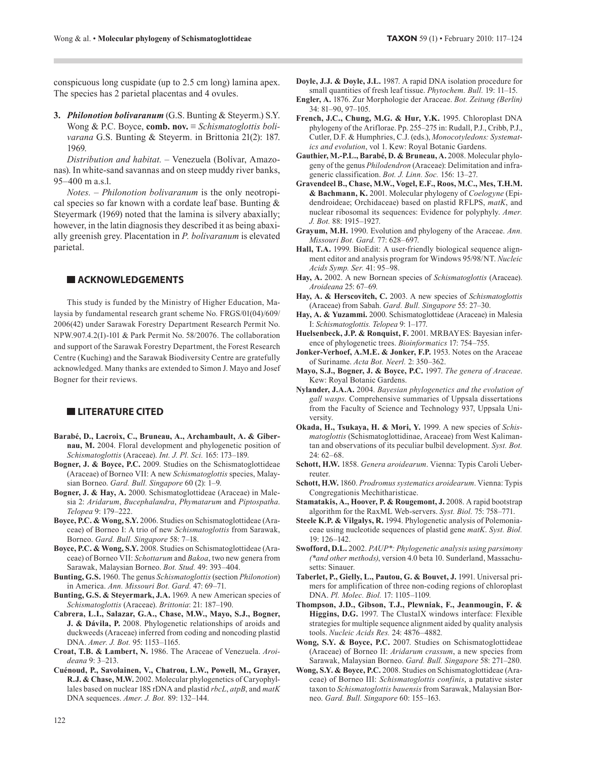conspicuous long cuspidate (up to 2.5 cm long) lamina apex. The species has 2 parietal placentas and 4 ovules.

**3.** ***Philonotion bolivaranum*** (G.S. Bunting & Steyerm.) S.Y. Wong & P.C. Boyce, **comb. nov.** ≡ *Schismatoglottis bolivarana* G.S. Bunting & Steyerm. in Brittonia 21(2): 187. 1969.

*Distribution and habitat.* – Venezuela (Bolívar, Amazonas). In white-sand savannas and on steep muddy river banks, 95–400 m a.s.l.

*Notes.* – *Philonotion bolivaranum* is the only neotropical species so far known with a cordate leaf base. Bunting & Steyermark (1969) noted that the lamina is silvery abaxially; however, in the latin diagnosis they described it as being abaxially greenish grey. Placentation in *P. bolivaranum* is elevated parietal.

## ACKNOWLEDGEMENTS

This study is funded by the Ministry of Higher Education, Malaysia by fundamental research grant scheme No. FRGS/01(04)/609/2006(42) under Sarawak Forestry Department Research Permit No. NPW.907.4.2(I)-101 & Park Permit No. 58/20076. The collaboration and support of the Sarawak Forestry Department, the Forest Research Centre (Kuching) and the Sarawak Biodiversity Centre are gratefully acknowledged. Many thanks are extended to Simon J. Mayo and Josef Bogner for their reviews.

## LITERATURE CITED

**Barabé, D., Lacroix, C., Bruneau, A., Archambault, A. & Gibernau, M.** 2004. Floral development and phylogenetic position of *Schismatoglottis* (Araceae). *Int. J. Pl. Sci.* 165: 173–189.

**Bogner, J. & Boyce, P.C.** 2009. Studies on the Schismatoglottideae (Araceae) of Borneo VII: A new *Schismatoglottis* species, Malaysian Borneo. *Gard. Bull. Singapore* 60 (2): 1–9.

**Bogner, J. & Hay, A.** 2000. Schismatoglottideae (Araceae) in Malesia 2: *Aridarum*, *Bucephalandra*, *Phymatarum* and *Piptospatha*. *Telopea* 9: 179–222.

**Boyce, P.C. & Wong, S.Y.** 2006. Studies on Schismatoglottideae (Araceae) of Borneo I: A trio of new *Schismatoglottis* from Sarawak, Borneo. *Gard. Bull. Singapore* 58: 7–18.

**Boyce, P.C. & Wong, S.Y.** 2008. Studies on Schismatoglottideae (Araceae) of Borneo VII: *Schottarum* and *Bakoa*, two new genera from Sarawak, Malaysian Borneo. *Bot. Stud.* 49: 393–404.

**Bunting, G.S.** 1960. The genus *Schismatoglottis* (section *Philonotion*) in America. *Ann. Missouri Bot. Gard.* 47: 69–71.

**Bunting, G.S. & Steyermark, J.A.** 1969. A new American species of *Schismatoglottis* (Araceae). *Brittonia*: 21: 187–190.

**Cabrera, L.I., Salazar, G.A., Chase, M.W., Mayo, S.J., Bogner, J. & Dávila, P.** 2008. Phylogenetic relationships of aroids and duckweeds (Araceae) inferred from coding and noncoding plastid DNA. *Amer. J. Bot.* 95: 1153–1165.

**Croat, T.B. & Lambert, N.** 1986. The Araceae of Venezuela. *Aroideana* 9: 3–213.

**Cuénoud, P., Savolainen, V., Chatrou, L.W., Powell, M., Grayer, R.J. & Chase, M.W.** 2002. Molecular phylogenetics of Caryophyllales based on nuclear 18S rDNA and plastid *rbcL*, *atpB*, and *matK* DNA sequences. *Amer. J. Bot.* 89: 132–144.

**Doyle, J.J. & Doyle, J.L.** 1987. A rapid DNA isolation procedure for small quantities of fresh leaf tissue. *Phytochem. Bull.* 19: 11–15.

**Engler, A.** 1876. Zur Morphologie der Araceae. *Bot. Zeitung (Berlin)* 34: 81–90, 97–105.

**French, J.C., Chung, M.G. & Hur, Y.K.** 1995. Chloroplast DNA phylogeny of the Ariflorae. Pp. 255–275 in: Rudall, P.J., Cribb, P.J., Cutler, D.F. & Humphries, C.J. (eds.), *Monocotyledons: Systematics and evolution*, vol 1. Kew: Royal Botanic Gardens.

**Gauthier, M.-P.L., Barabé, D. & Bruneau, A.** 2008. Molecular phylogeny of the genus *Philodendron* (Araceae): Delimitation and infrageneric classification. *Bot. J. Linn. Soc.* 156: 13–27.

**Gravendeel B., Chase, M.W., Vogel, E.F., Roos, M.C., Mes, T.H.M. & Bachmann, K.** 2001. Molecular phylogeny of *Coelogyne* (Epidendroideae; Orchidaceae) based on plastid RFLPS, *matK*, and nuclear ribosomal its sequences: Evidence for polyphyly. *Amer. J. Bot.* 88: 1915–1927.

**Grayum, M.H.** 1990. Evolution and phylogeny of the Araceae. *Ann. Missouri Bot. Gard.* 77: 628–697.

**Hall, T.A.** 1999. BioEdit: A user-friendly biological sequence alignment editor and analysis program for Windows 95/98/NT. *Nucleic Acids Symp. Ser.* 41: 95–98.

**Hay, A.** 2002. A new Bornean species of *Schismatoglottis* (Araceae). *Aroideana* 25: 67–69.

**Hay, A. & Herscovitch, C.** 2003. A new species of *Schismatoglottis* (Araceae) from Sabah. *Gard. Bull. Singapore* 55: 27–30.

**Hay, A. & Yuzammi.** 2000. Schismatoglottideae (Araceae) in Malesia I: *Schismatoglottis*. *Telopea* 9: 1–177.

**Huelsenbeck, J.P. & Ronquist, F.** 2001. MRBAYES: Bayesian inference of phylogenetic trees. *Bioinformatics* 17: 754–755.

**Jonker-Verhoef, A.M.E. & Jonker, F.P.** 1953. Notes on the Araceae of Suriname. *Acta Bot. Neerl.* 2: 350–362.

**Mayo, S.J., Bogner, J. & Boyce, P.C.** 1997. *The genera of Araceae*. Kew: Royal Botanic Gardens.

**Nylander, J.A.A.** 2004. *Bayesian phylogenetics and the evolution of gall wasps*. Comprehensive summaries of Uppsala dissertations from the Faculty of Science and Technology 937, Uppsala University.

**Okada, H., Tsukaya, H. & Mori, Y.** 1999. A new species of *Schismatoglottis* (Schismatoglottidinae, Araceae) from West Kalimantan and observations of its peculiar bulbil development. *Syst. Bot.* 24: 62–68.

**Schott, H.W.** 1858. *Genera aroidearum*. Vienna: Typis Caroli Ueberreuter.

**Schott, H.W.** 1860. *Prodromus systematics aroidearum*. Vienna: Typis Congregationis Mechitharisticae.

**Stamatakis, A., Hoover, P. & Rougemont, J.** 2008. A rapid bootstrap algorithm for the RaxML Web-servers. *Syst. Biol.* 75: 758–771.

**Steele K.P. & Vilgalys, R.** 1994. Phylogenetic analysis of Polemoniaceae using nucleotide sequences of plastid gene *matK*. *Syst. Biol.* 19: 126–142.

**Swofford, D.L.** 2002. *PAUP\*: Phylogenetic analysis using parsimony (\*and other methods)*, version 4.0 beta 10. Sunderland, Massachusetts: Sinauer.

**Taberlet, P., Gielly, L., Pautou, G. & Bouvet, J.** 1991. Universal primers for amplification of three non-coding regions of chloroplast DNA. *Pl. Molec. Biol.* 17: 1105–1109.

**Thompson, J.D., Gibson, T.J., Plewniak, F., Jeanmougin, F. & Higgins, D.G.** 1997. The ClustalX windows interface: Flexible strategies for multiple sequence alignment aided by quality analysis tools. *Nucleic Acids Res.* 24: 4876–4882.

**Wong, S.Y. & Boyce, P.C.** 2007. Studies on Schismatoglottideae (Araceae) of Borneo II: *Aridarum crassum*, a new species from Sarawak, Malaysian Borneo. *Gard. Bull. Singapore* 58: 271–280.

**Wong, S.Y. & Boyce, P.C.** 2008. Studies on Schismatoglottideae (Araceae) of Borneo III: *Schismatoglottis confinis*, a putative sister taxon to *Schismatoglottis bauensis* from Sarawak, Malaysian Borneo. *Gard. Bull. Singapore* 60: 155–163.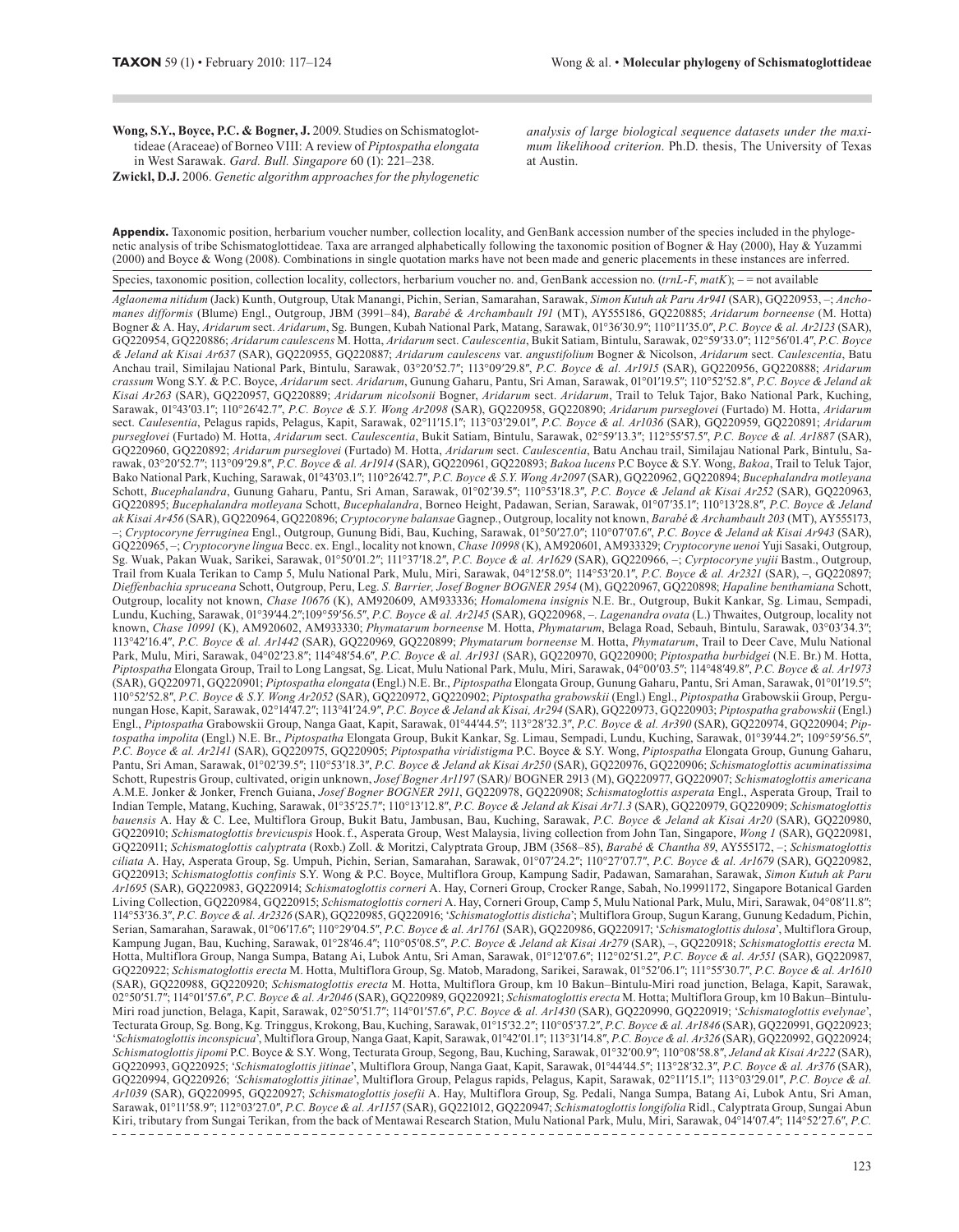**Wong, S.Y., Boyce, P.C. & Bogner, J.** 2009. Studies on Schismatoglottideae (Araceae) of Borneo VIII: A review of *Piptospatha elongata* in West Sarawak. *Gard. Bull. Singapore* 60 (1): 221–238.

**Zwickl, D.J.** 2006. *Genetic algorithm approaches for the phylogenetic analysis of large biological sequence datasets under the maximum likelihood criterion*. Ph.D. thesis, The University of Texas at Austin.

**Appendix.** Taxonomic position, herbarium voucher number, collection locality, and GenBank accession number of the species included in the phylogenetic analysis of tribe Schismatoglottideae. Taxa are arranged alphabetically following the taxonomic position of Bogner & Hay (2000), Hay & Yuzammi (2000) and Boyce & Wong (2008). Combinations in single quotation marks have not been made and generic placements in these instances are inferred.

Species, taxonomic position, collection locality, collectors, herbarium voucher no. and, GenBank accession no. (*trnL-F*, *matK*); – = not available

*Aglaonema nitidum* (Jack) Kunth, Outgroup, Utak Manangi, Pichin, Serian, Samarahan, Sarawak, *Simon Kutuh ak Paru Ar941* (SAR), GQ220953, –; *Anchomanes difformis* (Blume) Engl., Outgroup, JBM (3991–84), *Barabé & Archambault 191* (MT), AY555186, GQ220885; *Aridarum borneense* (M. Hotta) Bogner & A. Hay, *Aridarum* sect. *Aridarum*, Sg. Bungen, Kubah National Park, Matang, Sarawak, 01°36′30.9″; 110°11′35.0″, *P.C. Boyce & al. Ar2123* (SAR), GQ220954, GQ220886; *Aridarum caulescens* M. Hotta, *Aridarum* sect. *Caulescentia*, Bukit Satiam, Bintulu, Sarawak, 02°59′33.0″; 112°56′01.4″, *P.C. Boyce & Jeland ak Kisai Ar637* (SAR), GQ220955, GQ220887; *Aridarum caulescens* var. *angustifolium* Bogner & Nicolson, *Aridarum* sect. *Caulescentia*, Batu Anchau trail, Similajau National Park, Bintulu, Sarawak, 03°20′52.7″; 113°09′29.8″, *P.C. Boyce & al. Ar1915* (SAR), GQ220956, GQ220888; *Aridarum crassum* Wong S.Y. & P.C. Boyce, *Aridarum* sect. *Aridarum*, Gunung Gaharu, Pantu, Sri Aman, Sarawak, 01°01′19.5″; 110°52′52.8″, *P.C. Boyce & Jeland ak Kisai Ar263* (SAR), GQ220957, GQ220889; *Aridarum nicolsonii* Bogner, *Aridarum* sect. *Aridarum*, Trail to Teluk Tajor, Bako National Park, Kuching, Sarawak, 01°43′03.1″; 110°26′42.7″, *P.C. Boyce & S.Y. Wong Ar2098* (SAR), GQ220958, GQ220890; *Aridarum purseglovei* (Furtado) M. Hotta, *Aridarum* sect. *Caulesentia*, Pelagus rapids, Pelagus, Kapit, Sarawak, 02°11′15.1″; 113°03′29.01″, *P.C. Boyce & al. Ar1036* (SAR), GQ220959, GQ220891; *Aridarum purseglovei* (Furtado) M. Hotta, *Aridarum* sect. *Caulescentia*, Bukit Satiam, Bintulu, Sarawak, 02°59′13.3″; 112°55′57.5″, *P.C. Boyce & al. Ar1887* (SAR), GQ220960, GQ220892; *Aridarum purseglovei* (Furtado) M. Hotta, *Aridarum* sect. *Caulescentia*, Batu Anchau trail, Similajau National Park, Bintulu, Sarawak, 03°20′52.7″; 113°09′29.8″, *P.C. Boyce & al. Ar1914* (SAR), GQ220961, GQ220893; *Bakoa lucens* P.C Boyce & S.Y. Wong, *Bakoa*, Trail to Teluk Tajor, Bako National Park, Kuching, Sarawak, 01°43′03.1″; 110°26′42.7″, *P.C. Boyce & S.Y. Wong Ar2097* (SAR), GQ220962, GQ220894; *Bucephalandra motleyana* Schott, *Bucephalandra*, Gunung Gaharu, Pantu, Sri Aman, Sarawak, 01°02′39.5″; 110°53′18.3″, *P.C. Boyce & Jeland ak Kisai Ar252* (SAR), GQ220963, GQ220895; *Bucephalandra motleyana* Schott, *Bucephalandra*, Borneo Height, Padawan, Serian, Sarawak, 01°07′35.1″; 110°13′28.8″, *P.C. Boyce & Jeland ak Kisai Ar456* (SAR), GQ220964, GQ220896; *Cryptocoryne balansae* Gagnep., Outgroup, locality not known, *Barabé & Archambault 203* (MT), AY555173, –; *Cryptocoryne ferruginea* Engl., Outgroup, Gunung Bidi, Bau, Kuching, Sarawak, 01°50′27.0″; 110°07′07.6″, *P.C. Boyce & Jeland ak Kisai Ar943* (SAR), GQ220965, –; *Cryptocoryne lingua* Becc. ex. Engl., locality not known, *Chase 10998* (K), AM920601, AM933329; *Cryptocoryne uenoi* Yuji Sasaki, Outgroup, Sg. Wuak, Pakan Wuak, Sarikei, Sarawak, 01°50′01.2″; 111°37′18.2″, *P.C. Boyce & al. Ar1629* (SAR), GQ220966, –; *Cyrptocoryne yujii* Bastm., Outgroup, Trail from Kuala Terikan to Camp 5, Mulu National Park, Mulu, Miri, Sarawak, 04°12′58.0″; 114°53′20.1″, *P.C. Boyce & al. Ar2321* (SAR), –, GQ220897; *Dieffenbachia spruceana* Schott, Outgroup, Peru, Leg. *S. Barrier, Josef Bogner BOGNER 2954* (M), GQ220967, GQ220898; *Hapaline benthamiana* Schott, Outgroup, locality not known, *Chase 10676* (K), AM920609, AM933336; *Homalomena insignis* N.E. Br., Outgroup, Bukit Kankar, Sg. Limau, Sempadi, Lundu, Kuching, Sarawak, 01°39′44.2″;109°59′56.5″, *P.C. Boyce & al. Ar2145* (SAR), GQ220968, –. *Lagenandra ovata* (L.) Thwaites, Outgroup, locality not known, *Chase 10991* (K), AM920602, AM933330; *Phymatarum borneense* M. Hotta, *Phymatarum*, Belaga Road, Sebauh, Bintulu, Sarawak, 03°03′34.3″; 113°42′16.4″, *P.C. Boyce & al. Ar1442* (SAR), GQ220969, GQ220899; *Phymatarum borneense* M. Hotta, *Phymatarum*, Trail to Deer Cave, Mulu National Park, Mulu, Miri, Sarawak, 04°02′23.8″; 114°48′54.6″, *P.C. Boyce & al. Ar1931* (SAR), GQ220970, GQ220900; *Piptospatha burbidgei* (N.E. Br.) M. Hotta, *Piptospatha* Elongata Group, Trail to Long Langsat, Sg. Licat, Mulu National Park, Mulu, Miri, Sarawak, 04°00′03.5″; 114°48′49.8″, *P.C. Boyce & al. Ar1973* (SAR), GQ220971, GQ220901; *Piptospatha elongata* (Engl.) N.E. Br., *Piptospatha* Elongata Group, Gunung Gaharu, Pantu, Sri Aman, Sarawak, 01°01′19.5″; 110°52′52.8″, *P.C. Boyce & S.Y. Wong Ar2052* (SAR), GQ220972, GQ220902; *Piptospatha grabowskii* (Engl.) Engl., *Piptospatha* Grabowskii Group, Pergunungan Hose, Kapit, Sarawak, 02°14′47.2″; 113°41′24.9″, *P.C. Boyce & Jeland ak Kisai, Ar294* (SAR), GQ220973, GQ220903; *Piptospatha grabowskii* (Engl.) Engl., *Piptospatha* Grabowskii Group, Nanga Gaat, Kapit, Sarawak, 01°44′44.5″; 113°28′32.3″, *P.C. Boyce & al. Ar390* (SAR), GQ220974, GQ220904; *Piptospatha impolita* (Engl.) N.E. Br., *Piptospatha* Elongata Group, Bukit Kankar, Sg. Limau, Sempadi, Lundu, Kuching, Sarawak, 01°39′44.2″; 109°59′56.5″, *P.C. Boyce & al. Ar2141* (SAR), GQ220975, GQ220905; *Piptospatha viridistigma* P.C. Boyce & S.Y. Wong, *Piptospatha* Elongata Group, Gunung Gaharu, Pantu, Sri Aman, Sarawak, 01°02′39.5″; 110°53′18.3″, *P.C. Boyce & Jeland ak Kisai Ar250* (SAR), GQ220976, GQ220906; *Schismatoglottis acuminatissima* Schott, Rupestris Group, cultivated, origin unknown, *Josef Bogner Ar1197* (SAR)/ BOGNER 2913 (M), GQ220977, GQ220907; *Schismatoglottis americana* A.M.E. Jonker & Jonker, French Guiana, *Josef Bogner BOGNER 2911*, GQ220978, GQ220908; *Schismatoglottis asperata* Engl., Asperata Group, Trail to Indian Temple, Matang, Kuching, Sarawak, 01°35′25.7″; 110°13′12.8″, *P.C. Boyce & Jeland ak Kisai Ar71.3* (SAR), GQ220979, GQ220909; *Schismatoglottis bauensis* A. Hay & C. Lee, Multiflora Group, Bukit Batu, Jambusan, Bau, Kuching, Sarawak, *P.C. Boyce & Jeland ak Kisai Ar20* (SAR), GQ220980, GQ220910; *Schismatoglottis brevicuspis* Hook. f., Asperata Group, West Malaysia, living collection from John Tan, Singapore, *Wong 1* (SAR), GQ220981, GQ220911; *Schismatoglottis calyptrata* (Roxb.) Zoll. & Moritzi, Calyptrata Group, JBM (3568–85), *Barabé & Chantha 89*, AY555172, –; *Schismatoglottis ciliata* A. Hay, Asperata Group, Sg. Umpuh, Pichin, Serian, Samarahan, Sarawak, 01°07′24.2″; 110°27′07.7″, *P.C. Boyce & al. Ar1679* (SAR), GQ220982, GQ220913; *Schismatoglottis confinis* S.Y. Wong & P.C. Boyce, Multiflora Group, Kampung Sadir, Padawan, Samarahan, Sarawak, *Simon Kutuh ak Paru Ar1695* (SAR), GQ220983, GQ220914; *Schismatoglottis corneri* A. Hay, Corneri Group, Crocker Range, Sabah, No.19991172, Singapore Botanical Garden Living Collection, GQ220984, GQ220915; *Schismatoglottis corneri* A. Hay, Corneri Group, Camp 5, Mulu National Park, Mulu, Miri, Sarawak, 04°08′11.8″; 114°53′36.3″, *P.C. Boyce & al. Ar2326* (SAR), GQ220985, GQ220916; '*Schismatoglottis disticha*'; Multiflora Group, Sugun Karang, Gunung Kedadum, Pichin, Serian, Samarahan, Sarawak, 01°06′17.6″; 110°29′04.5″, *P.C. Boyce & al. Ar1761* (SAR), GQ220986, GQ220917; '*Schismatoglottis dulosa*', Multiflora Group, Kampung Jugan, Bau, Kuching, Sarawak, 01°28′46.4″; 110°05′08.5″, *P.C. Boyce & Jeland ak Kisai Ar279* (SAR), –, GQ220918; *Schismatoglottis erecta* M. Hotta, Multiflora Group, Nanga Sumpa, Batang Ai, Lubok Antu, Sri Aman, Sarawak, 01°12′07.6″; 112°02′51.2″, *P.C. Boyce & al. Ar551* (SAR), GQ220987, GQ220922; *Schismatoglottis erecta* M. Hotta, Multiflora Group, Sg. Matob, Maradong, Sarikei, Sarawak, 01°52′06.1″; 111°55′30.7″, *P.C. Boyce & al. Ar1610* (SAR), GQ220988, GQ220920; *Schismatoglottis erecta* M. Hotta, Multiflora Group, km 10 Bakun–Bintulu-Miri road junction, Belaga, Kapit, Sarawak, 02°50′51.7″; 114°01′57.6″, *P.C. Boyce & al. Ar2046* (SAR), GQ220989, GQ220921; *Schismatoglottis erecta* M. Hotta; Multiflora Group, km 10 Bakun–Bintulu-Miri road junction, Belaga, Kapit, Sarawak, 02°50′51.7″; 114°01′57.6″, *P.C. Boyce & al. Ar1430* (SAR), GQ220990, GQ220919; '*Schismatoglottis evelynae*', Tecturata Group, Sg. Bong, Kg. Tringgus, Krokong, Bau, Kuching, Sarawak, 01°15′32.2″; 110°05′37.2″, *P.C. Boyce & al. Ar1846* (SAR), GQ220991, GQ220923; '*Schismatoglottis inconspicua*', Multiflora Group, Nanga Gaat, Kapit, Sarawak, 01°42′01.1″; 113°31′14.8″, *P.C. Boyce & al. Ar326* (SAR), GQ220992, GQ220924; *Schismatoglottis jipomi* P.C. Boyce & S.Y. Wong, Tecturata Group, Segong, Bau, Kuching, Sarawak, 01°32′00.9″; 110°08′58.8″, *Jeland ak Kisai Ar222* (SAR), GQ220993, GQ220925; '*Schismatoglottis jitinae*', Multiflora Group, Nanga Gaat, Kapit, Sarawak, 01°44′44.5″; 113°28′32.3″, *P.C. Boyce & al. Ar376* (SAR), GQ220994, GQ220926; *'Schismatoglottis jitinae'*, Multiflora Group, Pelagus rapids, Pelagus, Kapit, Sarawak, 02°11′15.1″; 113°03′29.01″, *P.C. Boyce & al. Ar1039* (SAR), GQ220995, GQ220927; *Schismatoglottis josefii* A. Hay, Multiflora Group, Sg. Pedali, Nanga Sumpa, Batang Ai, Lubok Antu, Sri Aman, Sarawak, 01°11′58.9″; 112°03′27.0″, *P.C. Boyce & al. Ar1157* (SAR), GQ221012, GQ220947; *Schismatoglottis longifolia* Ridl., Calyptrata Group, Sungai Abun Kiri, tributary from Sungai Terikan, from the back of Mentawai Research Station, Mulu National Park, Mulu, Miri, Sarawak, 04°14′07.4″; 114°52′27.6″, *P.C.*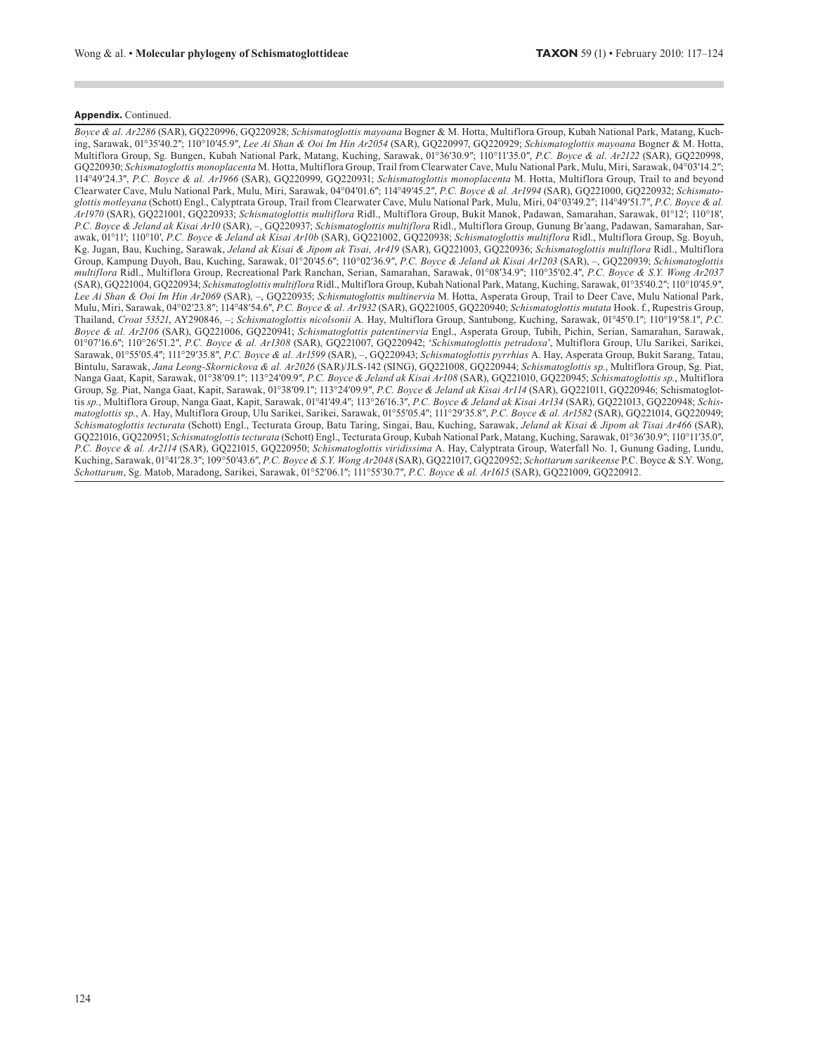**Appendix.** Continued.

*Boyce & al. Ar2286* (SAR), GQ220996, GQ220928; *Schismatoglottis mayoana* Bogner & M. Hotta, Multiflora Group, Kubah National Park, Matang, Kuching, Sarawak, 01°35′40.2″; 110°10′45.9″, *Lee Ai Shan & Ooi Im Hin Ar2054* (SAR), GQ220997, GQ220929; *Schismatoglottis mayoana* Bogner & M. Hotta, Multiflora Group, Sg. Bungen, Kubah National Park, Matang, Kuching, Sarawak, 01°36′30.9″; 110°11′35.0″, *P.C. Boyce & al. Ar2122* (SAR), GQ220998, GQ220930; *Schismatoglottis monoplacenta* M. Hotta, Multiflora Group, Trail from Clearwater Cave, Mulu National Park, Mulu, Miri, Sarawak, 04°03′14.2″; 114°49′24.3″, *P.C. Boyce & al. Ar1966* (SAR), GQ220999, GQ220931; *Schismatoglottis monoplacenta* M. Hotta, Multiflora Group, Trail to and beyond Clearwater Cave, Mulu National Park, Mulu, Miri, Sarawak, 04°04′01.6″; 114°49′45.2″, *P.C. Boyce & al. Ar1994* (SAR), GQ221000, GQ220932; *Schismatoglottis motleyana* (Schott) Engl., Calyptrata Group, Trail from Clearwater Cave, Mulu National Park, Mulu, Miri, 04°03′49.2″; 114°49′51.7″, *P.C. Boyce & al. Ar1970* (SAR), GQ221001, GQ220933; *Schismatoglottis multiflora* Ridl., Multiflora Group, Bukit Manok, Padawan, Samarahan, Sarawak, 01°12′; 110°18′, *P.C. Boyce & Jeland ak Kisai Ar10* (SAR), –, GQ220937; *Schismatoglottis multiflora* Ridl., Multiflora Group, Gunung Br'aang, Padawan, Samarahan, Sarawak, 01°11′; 110°10′, *P.C. Boyce & Jeland ak Kisai Ar10b* (SAR), GQ221002, GQ220938; *Schismatoglottis multiflora* Ridl., Multiflora Group, Sg. Boyuh, Kg. Jugan, Bau, Kuching, Sarawak, *Jeland ak Kisai & Jipom ak Tisai, Ar419* (SAR), GQ221003, GQ220936; *Schismatoglottis multiflora* Ridl., Multiflora Group, Kampung Duyoh, Bau, Kuching, Sarawak, 01°20′45.6″; 110°02′36.9″, *P.C. Boyce & Jeland ak Kisai Ar1203* (SAR), –, GQ220939; *Schismatoglottis multiflora* Ridl., Multiflora Group, Recreational Park Ranchan, Serian, Samarahan, Sarawak, 01°08′34.9″; 110°35′02.4″, *P.C. Boyce & S.Y. Wong Ar2037* (SAR), GQ221004, GQ220934; *Schismatoglottis multiflora* Ridl., Multiflora Group, Kubah National Park, Matang, Kuching, Sarawak, 01°35′40.2″; 110°10′45.9″, *Lee Ai Shan & Ooi Im Hin Ar2069* (SAR), –, GQ220935; *Schismatoglottis multinervia* M. Hotta, Asperata Group, Trail to Deer Cave, Mulu National Park, Mulu, Miri, Sarawak, 04°02′23.8″; 114°48′54.6″, *P.C. Boyce & al. Ar1932* (SAR), GQ221005, GQ220940; *Schismatoglottis mutata* Hook. f., Rupestris Group, Thailand, *Croat 53521*, AY290846, –; *Schismatoglottis nicolsonii* A. Hay, Multiflora Group, Santubong, Kuching, Sarawak, 01°45′0.1″; 110°19′58.1″, *P.C. Boyce & al. Ar2106* (SAR), GQ221006, GQ220941; *Schismatoglottis patentinervia* Engl., Asperata Group, Tubih, Pichin, Serian, Samarahan, Sarawak, 01°07′16.6″; 110°26′51.2″, *P.C. Boyce & al. Ar1308* (SAR), GQ221007, GQ220942; '*Schismatoglottis petradoxa*', Multiflora Group, Ulu Sarikei, Sarikei, Sarawak, 01°55′05.4″; 111°29′35.8″, *P.C. Boyce & al. Ar1599* (SAR), –, GQ220943; *Schismatoglottis pyrrhias* A. Hay, Asperata Group, Bukit Sarang, Tatau, Bintulu, Sarawak, *Jana Leong-Skornickova & al. Ar2026* (SAR)/JLS-142 (SING), GQ221008, GQ220944; *Schismatoglottis sp.*, Multiflora Group, Sg. Piat, Nanga Gaat, Kapit, Sarawak, 01°38′09.1″; 113°24′09.9″, *P.C. Boyce & Jeland ak Kisai Ar108* (SAR), GQ221010, GQ220945; *Schismatoglottis sp.*, Multiflora Group, Sg. Piat, Nanga Gaat, Kapit, Sarawak, 01°38′09.1″; 113°24′09.9″, *P.C. Boyce & Jeland ak Kisai Ar114* (SAR), GQ221011, GQ220946; Schismatoglottis *sp.*, Multiflora Group, Nanga Gaat, Kapit, Sarawak, 01°41′49.4″; 113°26′16.3″, *P.C. Boyce & Jeland ak Kisai Ar134* (SAR), GQ221013, GQ220948; *Schismatoglottis sp.*, A. Hay, Multiflora Group, Ulu Sarikei, Sarikei, Sarawak, 01°55′05.4″; 111°29′35.8″, *P.C. Boyce & al. Ar1582* (SAR), GQ221014, GQ220949; *Schismatoglottis tecturata* (Schott) Engl., Tecturata Group, Batu Taring, Singai, Bau, Kuching, Sarawak, *Jeland ak Kisai & Jipom ak Tisai Ar466* (SAR), GQ221016, GQ220951; *Schismatoglottis tecturata* (Schott) Engl., Tecturata Group, Kubah National Park, Matang, Kuching, Sarawak, 01°36′30.9″; 110°11′35.0″, *P.C. Boyce & al. Ar2114* (SAR), GQ221015, GQ220950; *Schismatoglottis viridissima* A. Hay, Calyptrata Group, Waterfall No. 1, Gunung Gading, Lundu, Kuching, Sarawak, 01°41′28.3″; 109°50′43.6″, *P.C. Boyce & S.Y. Wong Ar2048* (SAR), GQ221017, GQ220952; *Schottarum sarikeense* P.C. Boyce & S.Y. Wong, *Schottarum*, Sg. Matob, Maradong, Sarikei, Sarawak, 01°52′06.1″; 111°55′30.7″, *P.C. Boyce & al. Ar1615* (SAR), GQ221009, GQ220912.